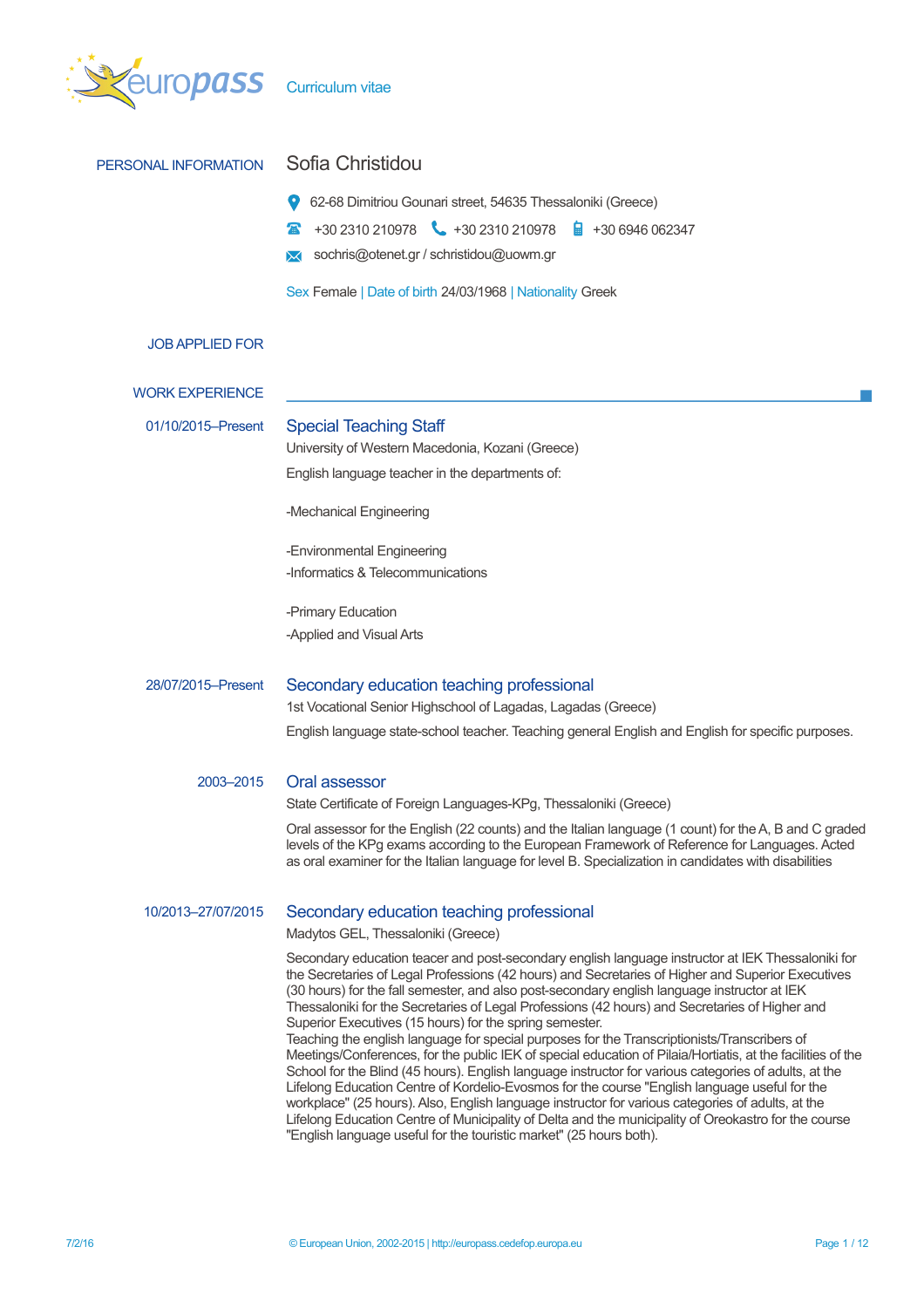europass Curriculum vitae

## PERSONAL INFORMATION

# Sofia Christidou

62-68 Dimitriou Gounari street, 54635 Thessaloniki (Greece)

+30 2310 210978    +30 2310 210978    +30 6946 062347

sochris@otenet.gr / schristidou@uowm.gr

Sex Female | Date of birth 24/03/1968 | Nationality Greek

## JOB APPLIED FOR

## WORK EXPERIENCE

**01/10/2015–Present**

### Special Teaching Staff

University of Western Macedonia, Kozani (Greece)

English language teacher in the departments of:

-Mechanical Engineering

-Environmental Engineering
-Informatics & Telecommunications

-Primary Education
-Applied and Visual Arts

**28/07/2015–Present**

### Secondary education teaching professional

1st Vocational Senior Highschool of Lagadas, Lagadas (Greece)

English language state-school teacher. Teaching general English and English for specific purposes.

**2003–2015**

### Oral assessor

State Certificate of Foreign Languages-KPg, Thessaloniki (Greece)

Oral assessor for the English (22 counts) and the Italian language (1 count) for the A, B and C graded levels of the KPg exams according to the European Framework of Reference for Languages. Acted as oral examiner for the Italian language for level B. Specialization in candidates with disabilities

**10/2013–27/07/2015**

### Secondary education teaching professional

Madytos GEL, Thessaloniki (Greece)

Secondary education teacer and post-secondary english language instructor at IEK Thessaloniki for the Secretaries of Legal Professions (42 hours) and Secretaries of Higher and Superior Executives (30 hours) for the fall semester, and also post-secondary english language instructor at IEK Thessaloniki for the Secretaries of Legal Professions (42 hours) and Secretaries of Higher and Superior Executives (15 hours) for the spring semester.
Teaching the english language for special purposes for the Transcriptionists/Transcribers of Meetings/Conferences, for the public IEK of special education of Pilaia/Hortiatis, at the facilities of the School for the Blind (45 hours). English language instructor for various categories of adults, at the Lifelong Education Centre of Kordelio-Evosmos for the course "English language useful for the workplace" (25 hours). Also, English language instructor for various categories of adults, at the Lifelong Education Centre of Municipality of Delta and the municipality of Oreokastro for the course "English language useful for the touristic market" (25 hours both).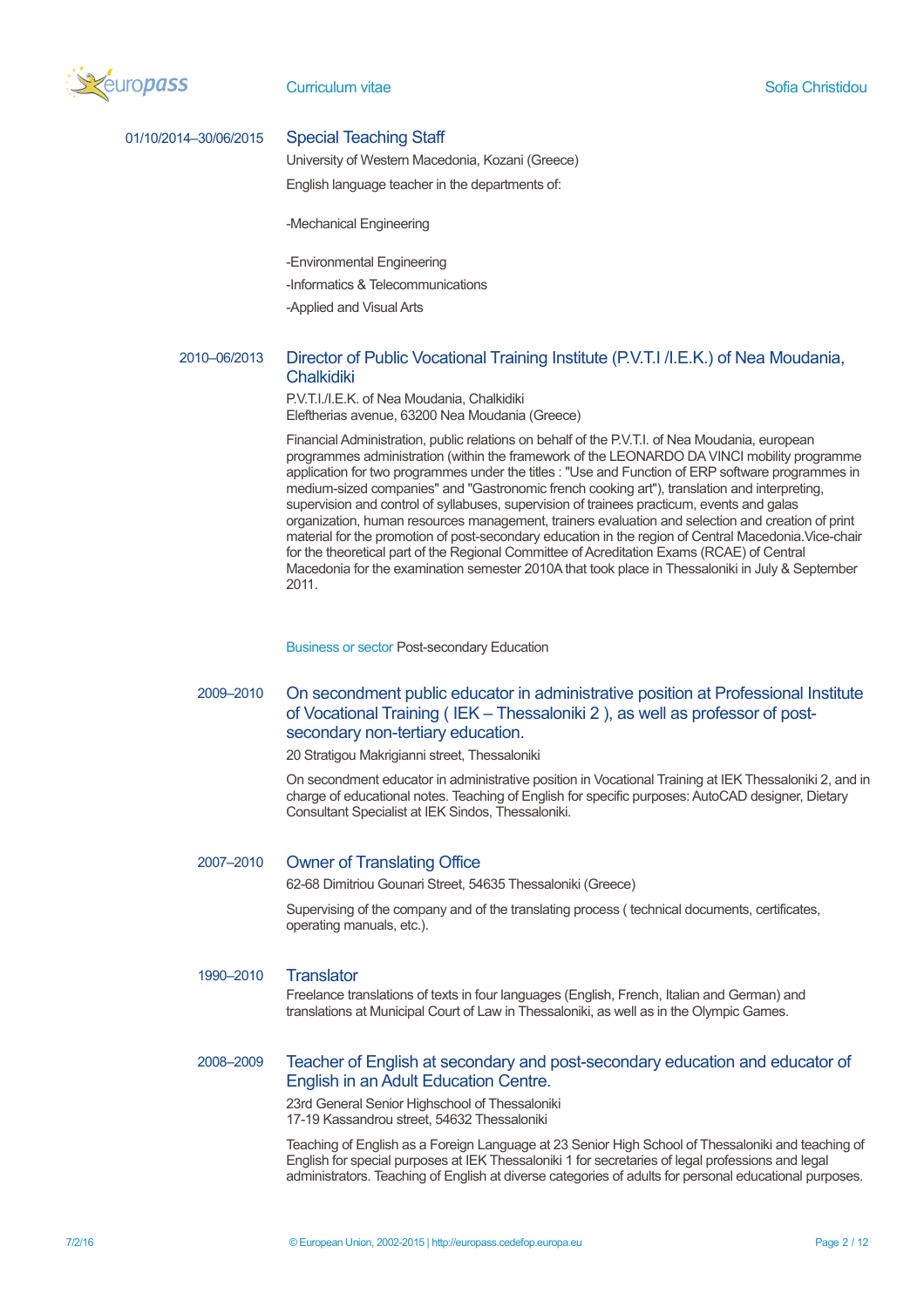**01/10/2014–30/06/2015**

### Special Teaching Staff

University of Western Macedonia, Kozani (Greece)

English language teacher in the departments of:

-Mechanical Engineering

-Environmental Engineering

-Informatics & Telecommunications

-Applied and Visual Arts

**2010–06/2013**

### Director of Public Vocational Training Institute (P.V.T.I /I.E.K.) of Nea Moudania, Chalkidiki

P.V.T.I./I.E.K. of Nea Moudania, Chalkidiki
Eleftherias avenue, 63200 Nea Moudania (Greece)

Financial Administration, public relations on behalf of the P.V.T.I. of Nea Moudania, european programmes administration (within the framework of the LEONARDO DA VINCI mobility programme application for two programmes under the titles : "Use and Function of ERP software programmes in medium-sized companies" and "Gastronomic french cooking art"), translation and interpreting, supervision and control of syllabuses, supervision of trainees practicum, events and galas organization, human resources management, trainers evaluation and selection and creation of print material for the promotion of post-secondary education in the region of Central Macedonia.Vice-chair for the theoretical part of the Regional Committee of Acreditation Exams (RCAE) of Central Macedonia for the examination semester 2010A that took place in Thessaloniki in July & September 2011.

Business or sector Post-secondary Education

**2009–2010**

### On secondment public educator in administrative position at Professional Institute of Vocational Training ( IEK – Thessaloniki 2 ), as well as professor of post-secondary non-tertiary education.

20 Stratigou Makrigianni street, Thessaloniki

On secondment educator in administrative position in Vocational Training at IEK Thessaloniki 2, and in charge of educational notes. Teaching of English for specific purposes: AutoCAD designer, Dietary Consultant Specialist at IEK Sindos, Thessaloniki.

**2007–2010**

### Owner of Translating Office

62-68 Dimitriou Gounari Street, 54635 Thessaloniki (Greece)

Supervising of the company and of the translating process ( technical documents, certificates, operating manuals, etc.).

**1990–2010**

### Translator

Freelance translations of texts in four languages (English, French, Italian and German) and translations at Municipal Court of Law in Thessaloniki, as well as in the Olympic Games.

**2008–2009**

### Teacher of English at secondary and post-secondary education and educator of English in an Adult Education Centre.

23rd General Senior Highschool of Thessaloniki
17-19 Kassandrou street, 54632 Thessaloniki

Teaching of English as a Foreign Language at 23 Senior High School of Thessaloniki and teaching of English for special purposes at IEK Thessaloniki 1 for secretaries of legal professions and legal administrators. Teaching of English at diverse categories of adults for personal educational purposes.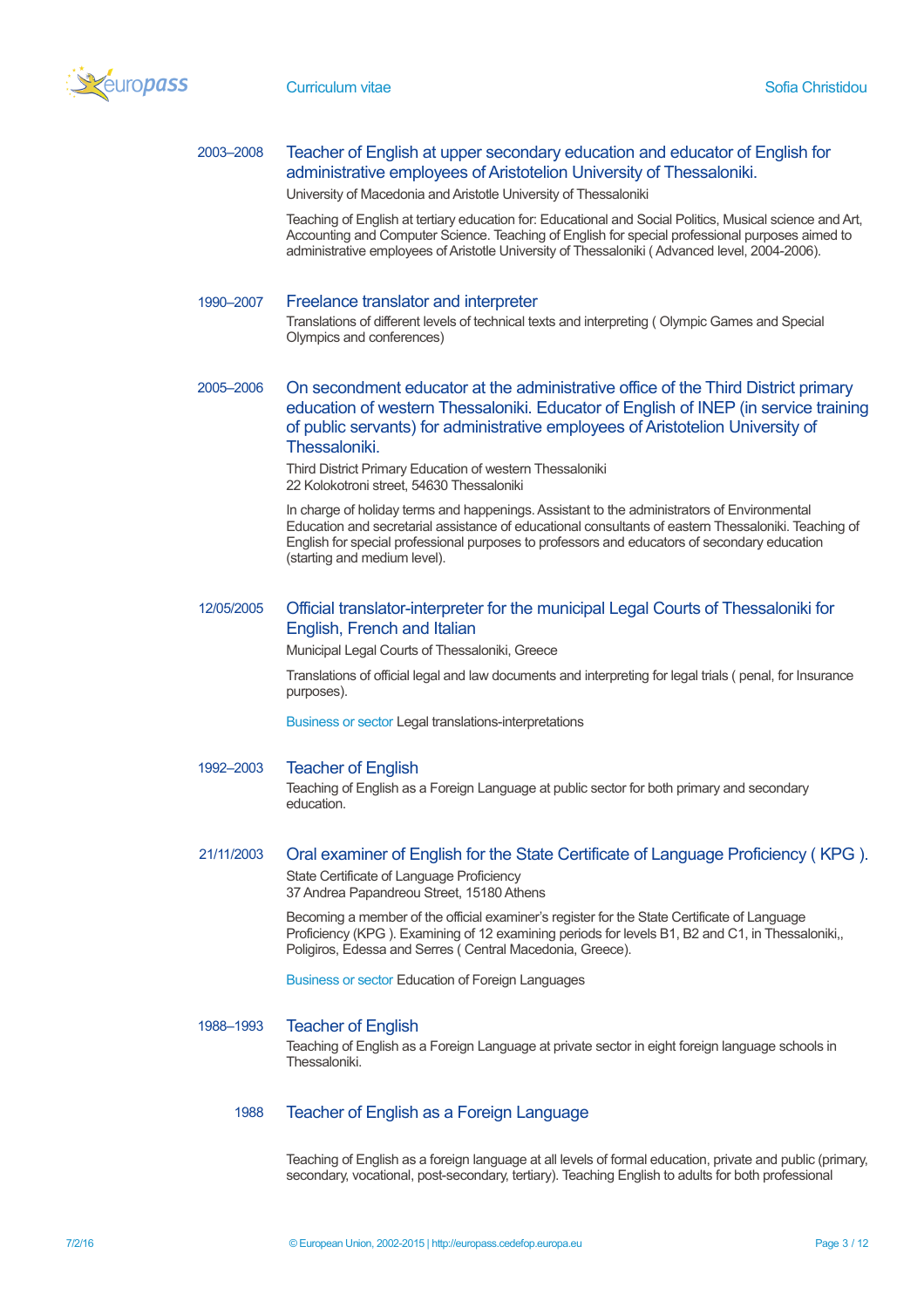**2003–2008**

### Teacher of English at upper secondary education and educator of English for administrative employees of Aristotelion University of Thessaloniki.

University of Macedonia and Aristotle University of Thessaloniki

Teaching of English at tertiary education for: Educational and Social Politics, Musical science and Art, Accounting and Computer Science. Teaching of English for special professional purposes aimed to administrative employees of Aristotle University of Thessaloniki ( Advanced level, 2004-2006).

**1990–2007**

### Freelance translator and interpreter

Translations of different levels of technical texts and interpreting ( Olympic Games and Special Olympics and conferences)

**2005–2006**

### On secondment educator at the administrative office of the Third District primary education of western Thessaloniki. Educator of English of INEP (in service training of public servants) for administrative employees of Aristotelion University of Thessaloniki.

Third District Primary Education of western Thessaloniki
22 Kolokotroni street, 54630 Thessaloniki

In charge of holiday terms and happenings. Assistant to the administrators of Environmental Education and secretarial assistance of educational consultants of eastern Thessaloniki. Teaching of English for special professional purposes to professors and educators of secondary education (starting and medium level).

**12/05/2005**

### Official translator-interpreter for the municipal Legal Courts of Thessaloniki for English, French and Italian

Municipal Legal Courts of Thessaloniki, Greece

Translations of official legal and law documents and interpreting for legal trials ( penal, for Insurance purposes).

Business or sector Legal translations-interpretations

**1992–2003**

### Teacher of English

Teaching of English as a Foreign Language at public sector for both primary and secondary education.

**21/11/2003**

### Oral examiner of English for the State Certificate of Language Proficiency ( KPG ).

State Certificate of Language Proficiency
37 Andrea Papandreou Street, 15180 Athens

Becoming a member of the official examiner's register for the State Certificate of Language Proficiency (KPG ). Examining of 12 examining periods for levels B1, B2 and C1, in Thessaloniki,, Poligiros, Edessa and Serres ( Central Macedonia, Greece).

Business or sector Education of Foreign Languages

**1988–1993**

### Teacher of English

Teaching of English as a Foreign Language at private sector in eight foreign language schools in Thessaloniki.

**1988**

### Teacher of English as a Foreign Language

Teaching of English as a foreign language at all levels of formal education, private and public (primary, secondary, vocational, post-secondary, tertiary). Teaching English to adults for both professional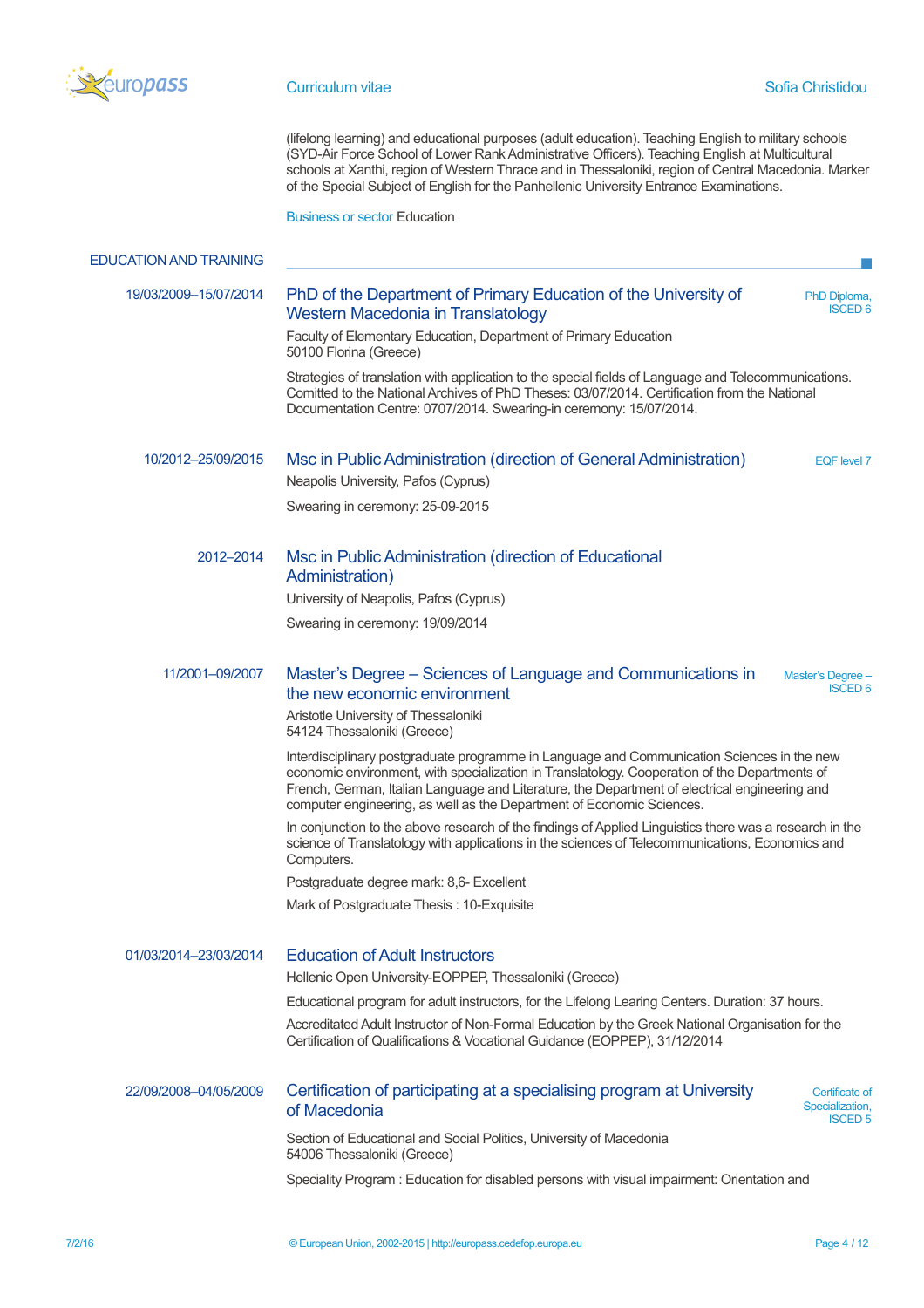(lifelong learning) and educational purposes (adult education). Teaching English to military schools (SYD-Air Force School of Lower Rank Administrative Officers). Teaching English at Multicultural schools at Xanthi, region of Western Thrace and in Thessaloniki, region of Central Macedonia. Marker of the Special Subject of English for the Panhellenic University Entrance Examinations.

Business or sector Education

## EDUCATION AND TRAINING

**19/03/2009–15/07/2014**

### PhD of the Department of Primary Education of the University of Western Macedonia in Translatology

PhD Diploma, ISCED 6

Faculty of Elementary Education, Department of Primary Education
50100 Florina (Greece)

Strategies of translation with application to the special fields of Language and Telecommunications. Comited to the National Archives of PhD Theses: 03/07/2014. Certification from the National Documentation Centre: 0707/2014. Swearing-in ceremony: 15/07/2014.

**10/2012–25/09/2015**

### Msc in Public Administration (direction of General Administration)

EQF level 7

Neapolis University, Pafos (Cyprus)

Swearing in ceremony: 25-09-2015

**2012–2014**

### Msc in Public Administration (direction of Educational Administration)

University of Neapolis, Pafos (Cyprus)

Swearing in ceremony: 19/09/2014

**11/2001–09/2007**

### Master's Degree – Sciences of Language and Communications in the new economic environment

Master's Degree – ISCED 6

Aristotle University of Thessaloniki
54124 Thessaloniki (Greece)

Interdisciplinary postgraduate programme in Language and Communication Sciences in the new economic environment, with specialization in Translatology. Cooperation of the Departments of French, German, Italian Language and Literature, the Department of electrical engineering and computer engineering, as well as the Department of Economic Sciences.

In conjunction to the above research of the findings of Applied Linguistics there was a research in the science of Translatology with applications in the sciences of Telecommunications, Economics and Computers.

Postgraduate degree mark: 8,6- Excellent

Mark of Postgraduate Thesis : 10-Exquisite

**01/03/2014–23/03/2014**

### Education of Adult Instructors

Hellenic Open University-EOPPEP, Thessaloniki (Greece)

Educational program for adult instructors, for the Lifelong Learing Centers. Duration: 37 hours.

Accreditated Adult Instructor of Non-Formal Education by the Greek National Organisation for the Certification of Qualifications & Vocational Guidance (EOPPEP), 31/12/2014

**22/09/2008–04/05/2009**

### Certification of participating at a specialising program at University of Macedonia

Certificate of Specialization, ISCED 5

Section of Educational and Social Politics, University of Macedonia
54006 Thessaloniki (Greece)

Speciality Program : Education for disabled persons with visual impairment: Orientation and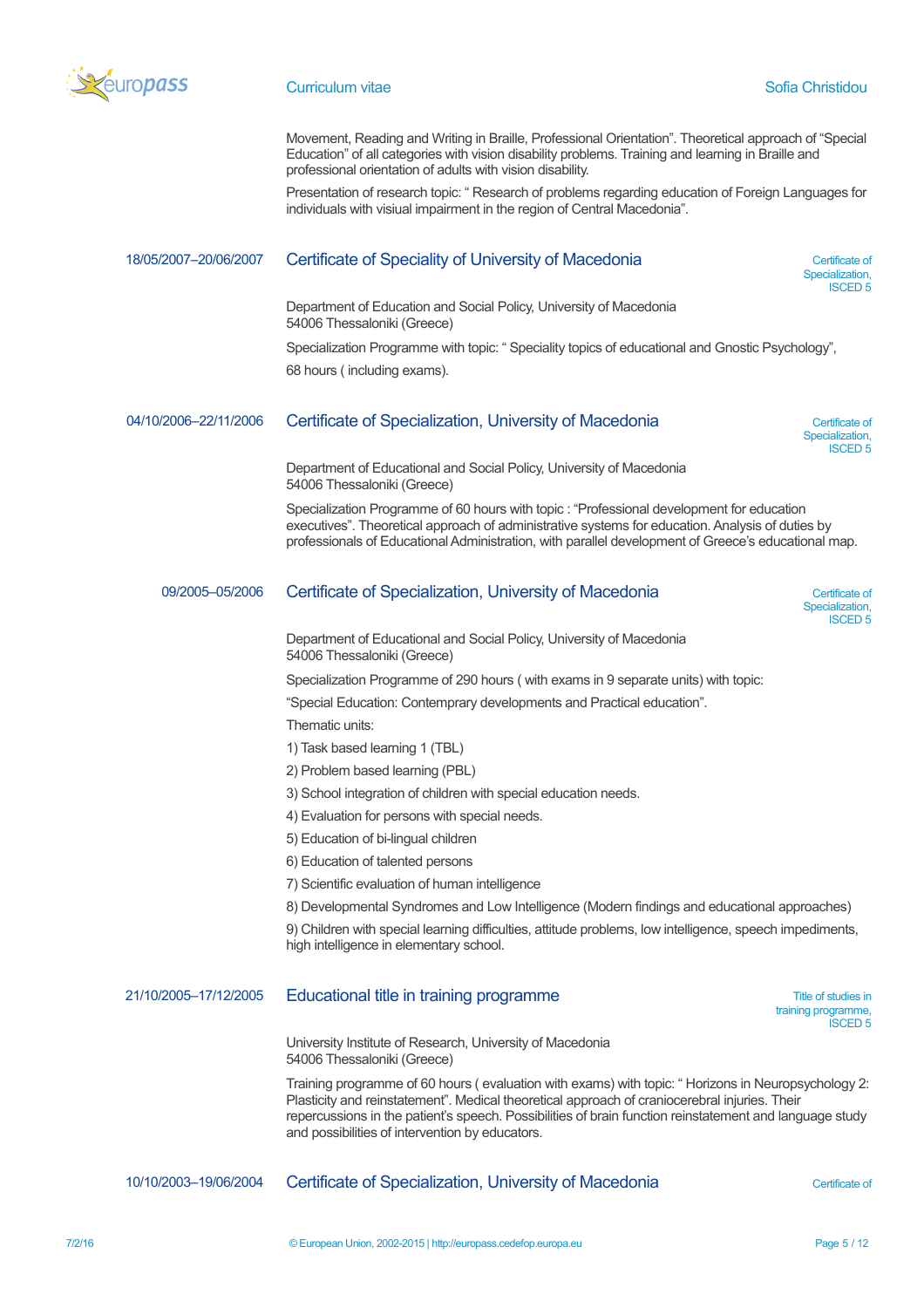Movement, Reading and Writing in Braille, Professional Orientation". Theoretical approach of "Special Education" of all categories with vision disability problems. Training and learning in Braille and professional orientation of adults with vision disability.

Presentation of research topic: " Research of problems regarding education of Foreign Languages for individuals with visiual impairment in the region of Central Macedonia".

18/05/2007–20/06/2007

## Certificate of Speciality of University of Macedonia

Certificate of Specialization, ISCED 5

Department of Education and Social Policy, University of Macedonia
54006 Thessaloniki (Greece)

Specialization Programme with topic: " Speciality topics of educational and Gnostic Psychology",

68 hours ( including exams).

04/10/2006–22/11/2006

## Certificate of Specialization, University of Macedonia

Certificate of Specialization, ISCED 5

Department of Educational and Social Policy, University of Macedonia
54006 Thessaloniki (Greece)

Specialization Programme of 60 hours with topic : "Professional development for education executives". Theoretical approach of administrative systems for education. Analysis of duties by professionals of Educational Administration, with parallel development of Greece's educational map.

09/2005–05/2006

## Certificate of Specialization, University of Macedonia

Certificate of Specialization, ISCED 5

Department of Educational and Social Policy, University of Macedonia
54006 Thessaloniki (Greece)

Specialization Programme of 290 hours ( with exams in 9 separate units) with topic:

"Special Education: Contemprary developments and Practical education".

Thematic units:

1) Task based learning 1 (TBL)

2) Problem based learning (PBL)

3) School integration of children with special education needs.

4) Evaluation for persons with special needs.

5) Education of bi-lingual children

6) Education of talented persons

7) Scientific evaluation of human intelligence

8) Developmental Syndromes and Low Intelligence (Modern findings and educational approaches)

9) Children with special learning difficulties, attitude problems, low intelligence, speech impediments, high intelligence in elementary school.

21/10/2005–17/12/2005

## Educational title in training programme

Title of studies in training programme, ISCED 5

University Institute of Research, University of Macedonia
54006 Thessaloniki (Greece)

Training programme of 60 hours ( evaluation with exams) with topic: " Horizons in Neuropsychology 2: Plasticity and reinstatement". Medical theoretical approach of craniocerebral injuries. Their repercussions in the patient's speech. Possibilities of brain function reinstatement and language study and possibilities of intervention by educators.

10/10/2003–19/06/2004

## Certificate of Specialization, University of Macedonia

Certificate of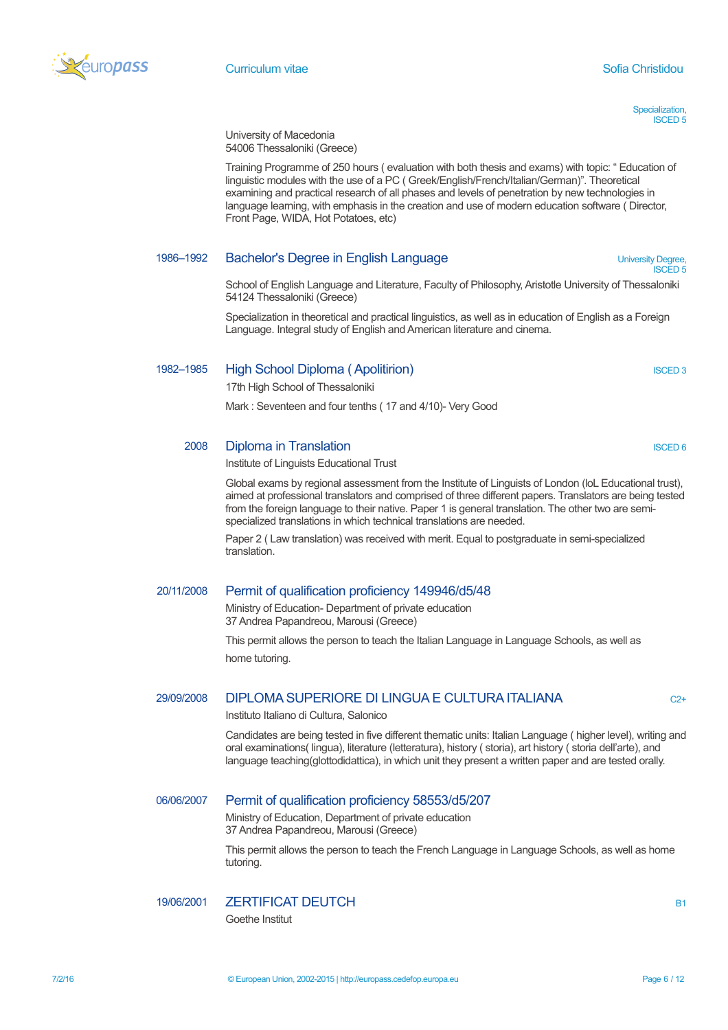Specialization, ISCED 5

University of Macedonia
54006 Thessaloniki (Greece)

Training Programme of 250 hours ( evaluation with both thesis and exams) with topic: " Education of linguistic modules with the use of a PC ( Greek/English/French/Italian/German)". Theoretical examining and practical research of all phases and levels of penetration by new technologies in language learning, with emphasis in the creation and use of modern education software ( Director, Front Page, WIDA, Hot Potatoes, etc)

### 1986–1992 Bachelor's Degree in English Language

University Degree, ISCED 5

School of English Language and Literature, Faculty of Philosophy, Aristotle University of Thessaloniki
54124 Thessaloniki (Greece)

Specialization in theoretical and practical linguistics, as well as in education of English as a Foreign Language. Integral study of English and American literature and cinema.

### 1982–1985 High School Diploma ( Apolitirion)

ISCED 3

17th High School of Thessaloniki

Mark : Seventeen and four tenths ( 17 and 4/10)- Very Good

### 2008 Diploma in Translation

ISCED 6

Institute of Linguists Educational Trust

Global exams by regional assessment from the Institute of Linguists of London (IoL Educational trust), aimed at professional translators and comprised of three different papers. Translators are being tested from the foreign language to their native. Paper 1 is general translation. The other two are semi-specialized translations in which technical translations are needed.

Paper 2 ( Law translation) was received with merit. Equal to postgraduate in semi-specialized translation.

### 20/11/2008 Permit of qualification proficiency 149946/d5/48

Ministry of Education- Department of private education
37 Andrea Papandreou, Marousi (Greece)

This permit allows the person to teach the Italian Language in Language Schools, as well as home tutoring.

### 29/09/2008 DIPLOMA SUPERIORE DI LINGUA E CULTURA ITALIANA

C2+

Instituto Italiano di Cultura, Salonico

Candidates are being tested in five different thematic units: Italian Language ( higher level), writing and oral examinations( lingua), literature (letteratura), history ( storia), art history ( storia dell'arte), and language teaching(glottodidattica), in which unit they present a written paper and are tested orally.

### 06/06/2007 Permit of qualification proficiency 58553/d5/207

Ministry of Education, Department of private education
37 Andrea Papandreou, Marousi (Greece)

This permit allows the person to teach the French Language in Language Schools, as well as home tutoring.

### 19/06/2001 ZERTIFICAT DEUTCH

B1

Goethe Institut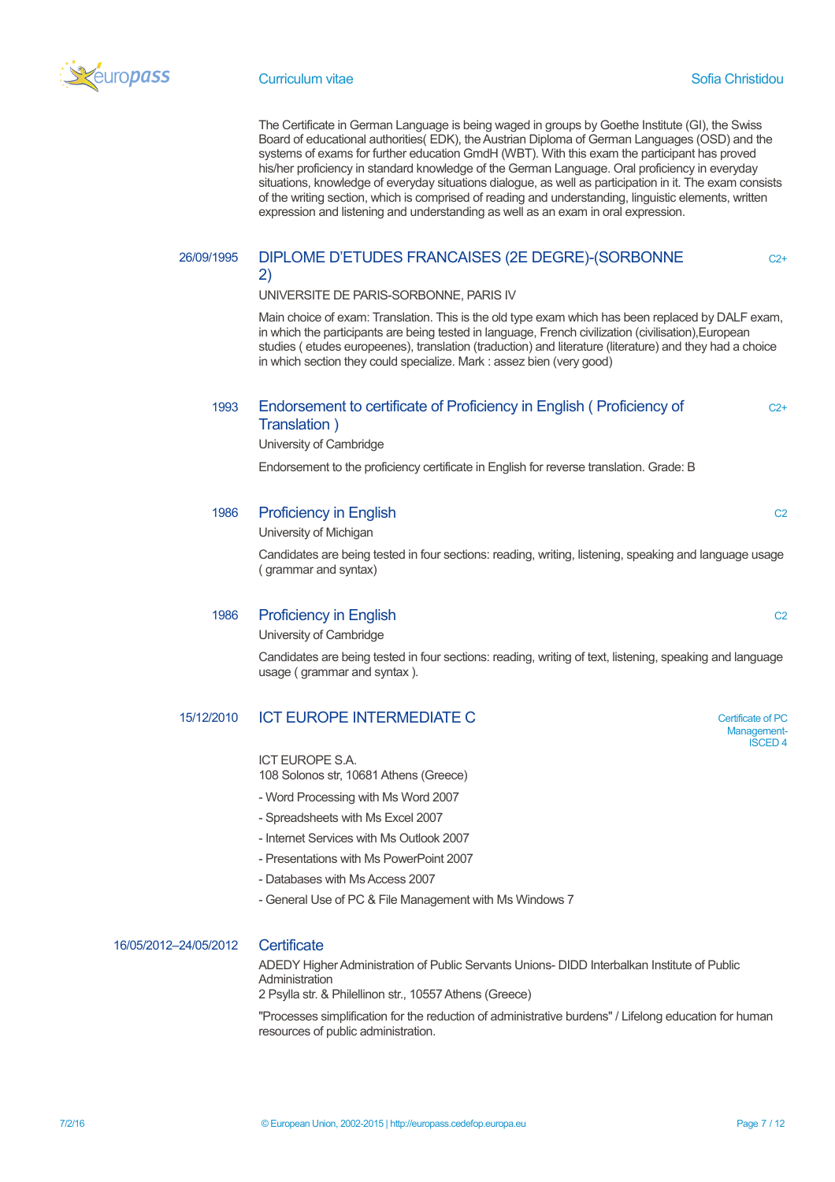The Certificate in German Language is being waged in groups by Goethe Institute (GI), the Swiss Board of educational authorities( EDK), the Austrian Diploma of German Languages (OSD) and the systems of exams for further education GmdH (WBT). With this exam the participant has proved his/her proficiency in standard knowledge of the German Language. Oral proficiency in everyday situations, knowledge of everyday situations dialogue, as well as participation in it. The exam consists of the writing section, which is comprised of reading and understanding, linguistic elements, written expression and listening and understanding as well as an exam in oral expression.

26/09/1995

### DIPLOME D'ETUDES FRANCAISES (2E DEGRE)-(SORBONNE 2)

C2+

UNIVERSITE DE PARIS-SORBONNE, PARIS IV

Main choice of exam: Translation. This is the old type exam which has been replaced by DALF exam, in which the participants are being tested in language, French civilization (civilisation),European studies ( etudes europeenes), translation (traduction) and literature (literature) and they had a choice in which section they could specialize. Mark : assez bien (very good)

1993

### Endorsement to certificate of Proficiency in English ( Proficiency of Translation )

C2+

University of Cambridge

Endorsement to the proficiency certificate in English for reverse translation. Grade: B

1986

### Proficiency in English

C2

University of Michigan

Candidates are being tested in four sections: reading, writing, listening, speaking and language usage ( grammar and syntax)

1986

### Proficiency in English

C2

University of Cambridge

Candidates are being tested in four sections: reading, writing of text, listening, speaking and language usage ( grammar and syntax ).

15/12/2010

### ICT EUROPE INTERMEDIATE C

Certificate of PC Management- ISCED 4

ICT EUROPE S.A.
108 Solonos str, 10681 Athens (Greece)

- Word Processing with Ms Word 2007
- Spreadsheets with Ms Excel 2007
- Internet Services with Ms Outlook 2007
- Presentations with Ms PowerPoint 2007
- Databases with Ms Access 2007
- General Use of PC & File Management with Ms Windows 7

16/05/2012–24/05/2012

### Certificate

ADEDY Higher Administration of Public Servants Unions- DIDD Interbalkan Institute of Public Administration
2 Psylla str. & Philellinon str., 10557 Athens (Greece)

"Processes simplification for the reduction of administrative burdens" / Lifelong education for human resources of public administration.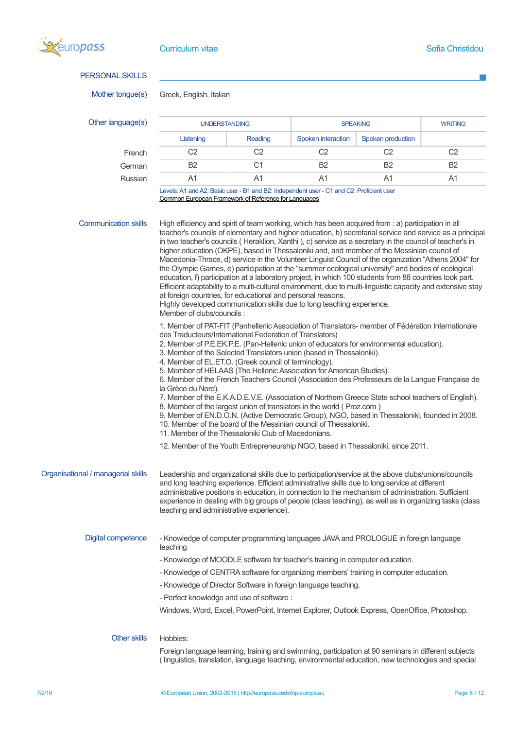## PERSONAL SKILLS

**Mother tongue(s)** Greek, English, Italian

**Other language(s)**

| | UNDERSTANDING | | SPEAKING | | WRITING |
|---|---|---|---|---|---|
| | Listening | Reading | Spoken interaction | Spoken production | |
| French | C2 | C2 | C2 | C2 | C2 |
| German | B2 | C1 | B2 | B2 | B2 |
| Russian | A1 | A1 | A1 | A1 | A1 |

Levels: A1 and A2: Basic user - B1 and B2: Independent user - C1 and C2: Proficient user
Common European Framework of Reference for Languages

**Communication skills**

High efficiency and spirit of team working, which has been acquired from : a) participation in all teacher's councils of elementary and higher education, b) secretarial service and service as a principal in two teacher's councils ( Heraklion, Xanthi ), c) service as a secretary in the council of teacher's in higher education (OKPE), based in Thessaloniki and, and member of the Messinian council of Macedonia-Thrace, d) service in the Volunteer Linguist Council of the organization "Athens 2004" for the Olympic Games, e) participation at the "summer ecological university" and bodies of ecological education, f) participation at a laboratory project, in which 100 students from 88 countries took part. Efficient adaptability to a multi-cultural environment, due to multi-linguistic capacity and extensive stay at foreign countries, for educational and personal reasons.
Highly developed communication skills due to long teaching experience.
Member of clubs/councils :

1. Member of PAT-FIT (Panhellenic Association of Translators- member of Fédération Internationale des Traducteurs/International Federation of Translators)
2. Member of P.E.EK.P.E. (Pan-Hellenic union of educators for environmental education).
3. Member of the Selected Translators union (based in Thessaloniki).
4. Member of EL.ET.O. (Greek council of terminology).
5. Member of HELAAS (The Hellenic Association for American Studies).
6. Member of the French Teachers Council (Association des Professeurs de la Langue Française de la Grèce du Nord).
7. Member of the E.K.A.D.E.V.E. (Association of Northern Greece State school teachers of English).
8. Member of the largest union of translators in the world ( Proz.com )
9. Member of EN.D.O.N. (Active Democratic Group), NGO, based in Thessaloniki, founded in 2008.
10. Member of the board of the Messinian council of Thessaloniki.
11. Member of the Thessaloniki Club of Macedonians.
12. Member of the Youth Entrepreneurship NGO, based in Thessaloniki, since 2011.

**Organisational / managerial skills**

Leadership and organizational skills due to participation/service at the above clubs/unions/councils and long teaching experience. Efficient administrative skills due to long service at different administrative positions in education, in connection to the mechanism of administration. Sufficient experience in dealing with big groups of people (class teaching), as well as in organizing tasks (class teaching and administrative experience).

**Digital competence**

- Knowledge of computer programming languages JAVA and PROLOGUE in foreign language teaching
- Knowledge of MOODLE software for teacher's training in computer education.
- Knowledge of CENTRA software for organizing members' training in computer education.
- Knowledge of Director Software in foreign language teaching.
- Perfect knowledge and use of software :

Windows, Word, Excel, PowerPoint, Internet Explorer, Outlook Express, OpenOffice, Photoshop.

**Other skills**

Hobbies:

Foreign language learning, training and swimming, participation at 90 seminars in different subjects ( linguistics, translation, language teaching, environmental education, new technologies and special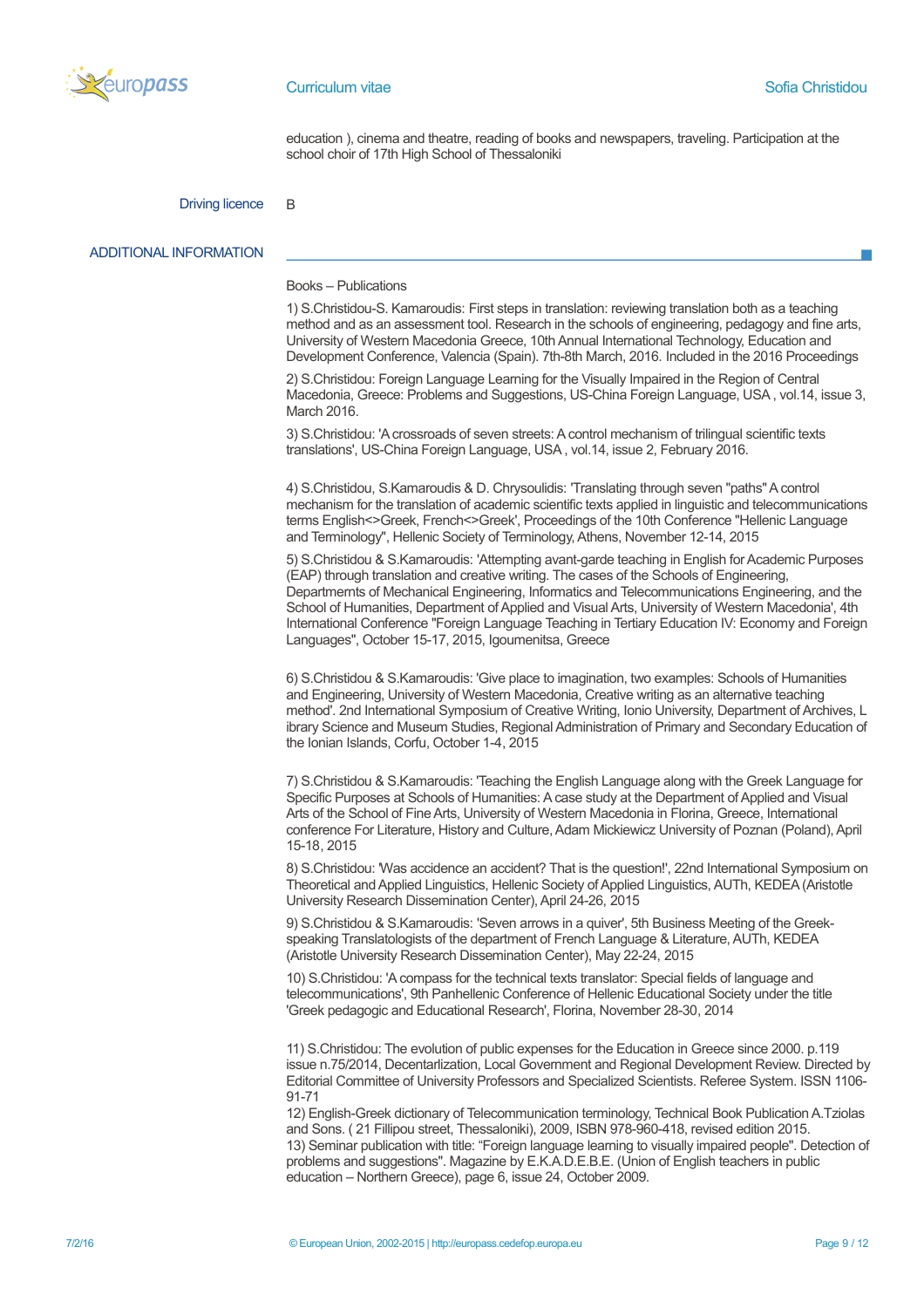education ), cinema and theatre, reading of books and newspapers, traveling. Participation at the school choir of 17th High School of Thessaloniki

Driving licence B

## ADDITIONAL INFORMATION

Books – Publications

1) S.Christidou-S. Kamaroudis: First steps in translation: reviewing translation both as a teaching method and as an assessment tool. Research in the schools of engineering, pedagogy and fine arts, University of Western Macedonia Greece, 10th Annual International Technology, Education and Development Conference, Valencia (Spain). 7th-8th March, 2016. Included in the 2016 Proceedings

2) S.Christidou: Foreign Language Learning for the Visually Impaired in the Region of Central Macedonia, Greece: Problems and Suggestions, US-China Foreign Language, USA , vol.14, issue 3, March 2016.

3) S.Christidou: 'A crossroads of seven streets: A control mechanism of trilingual scientific texts translations', US-China Foreign Language, USA , vol.14, issue 2, February 2016.

4) S.Christidou, S.Kamaroudis & D. Chrysoulidis: 'Translating through seven "paths" A control mechanism for the translation of academic scientific texts applied in linguistic and telecommunications terms English<>Greek, French<>Greek', Proceedings of the 10th Conference "Hellenic Language and Terminology", Hellenic Society of Terminology, Athens, November 12-14, 2015

5) S.Christidou & S.Kamaroudis: 'Attempting avant-garde teaching in English for Academic Purposes (EAP) through translation and creative writing. The cases of the Schools of Engineering, Departmernts of Mechanical Engineering, Informatics and Telecommunications Engineering, and the School of Humanities, Department of Applied and Visual Arts, University of Western Macedonia', 4th International Conference "Foreign Language Teaching in Tertiary Education IV: Economy and Foreign Languages", October 15-17, 2015, Igoumenitsa, Greece

6) S.Christidou & S.Kamaroudis: 'Give place to imagination, two examples: Schools of Humanities and Engineering, University of Western Macedonia, Creative writing as an alternative teaching method'. 2nd International Symposium of Creative Writing, Ionio University, Department of Archives, L ibrary Science and Museum Studies, Regional Administration of Primary and Secondary Education of the Ionian Islands, Corfu, October 1-4, 2015

7) S.Christidou & S.Kamaroudis: 'Teaching the English Language along with the Greek Language for Specific Purposes at Schools of Humanities: A case study at the Department of Applied and Visual Arts of the School of Fine Arts, University of Western Macedonia in Florina, Greece, International conference For Literature, History and Culture, Adam Mickiewicz University of Poznan (Poland), April 15-18, 2015

8) S.Christidou: 'Was accidence an accident? That is the question!', 22nd International Symposium on Theoretical and Applied Linguistics, Hellenic Society of Applied Linguistics, AUTh, KEDEA (Aristotle University Research Dissemination Center), April 24-26, 2015

9) S.Christidou & S.Kamaroudis: 'Seven arrows in a quiver', 5th Business Meeting of the Greek-speaking Translatologists of the department of French Language & Literature, AUTh, KEDEA (Aristotle University Research Dissemination Center), May 22-24, 2015

10) S.Christidou: 'A compass for the technical texts translator: Special fields of language and telecommunications', 9th Panhellenic Conference of Hellenic Educational Society under the title 'Greek pedagogic and Educational Research', Florina, November 28-30, 2014

11) S.Christidou: The evolution of public expenses for the Education in Greece since 2000. p.119 issue n.75/2014, Decentarlization, Local Government and Regional Development Review. Directed by Editorial Committee of University Professors and Specialized Scientists. Referee System. ISSN 1106-91-71
12) English-Greek dictionary of Telecommunication terminology, Technical Book Publication A.Tziolas and Sons. ( 21 Fillipou street, Thessaloniki), 2009, ISBN 978-960-418, revised edition 2015.
13) Seminar publication with title: "Foreign language learning to visually impaired people". Detection of problems and suggestions". Magazine by E.K.A.D.E.B.E. (Union of English teachers in public education – Northern Greece), page 6, issue 24, October 2009.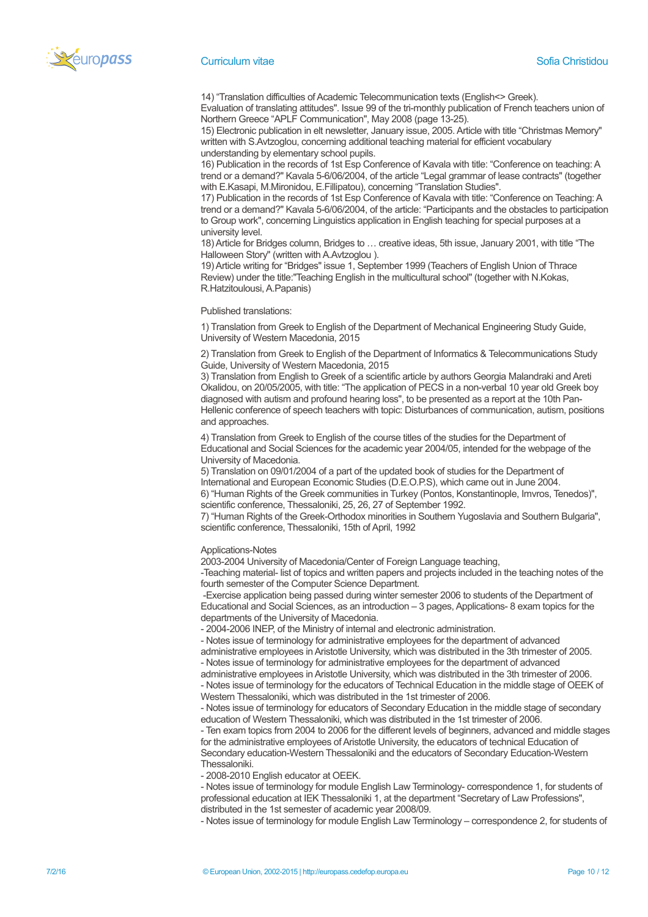14) "Translation difficulties of Academic Telecommunication texts (English<> Greek). Evaluation of translating attitudes". Issue 99 of the tri-monthly publication of French teachers union of Northern Greece "APLF Communication", May 2008 (page 13-25).
15) Electronic publication in elt newsletter, January issue, 2005. Article with title "Christmas Memory" written with S.Avtzoglou, concerning additional teaching material for efficient vocabulary understanding by elementary school pupils.
16) Publication in the records of 1st Esp Conference of Kavala with title: "Conference on teaching: A trend or a demand?" Kavala 5-6/06/2004, of the article "Legal grammar of lease contracts" (together with E.Kasapi, M.Mironidou, E.Fillipatou), concerning "Translation Studies".
17) Publication in the records of 1st Esp Conference of Kavala with title: "Conference on Teaching: A trend or a demand?" Kavala 5-6/06/2004, of the article: "Participants and the obstacles to participation to Group work", concerning Linguistics application in English teaching for special purposes at a university level.
18) Article for Bridges column, Bridges to … creative ideas, 5th issue, January 2001, with title "The Halloween Story" (written with A.Avtzoglou ).
19) Article writing for "Bridges" issue 1, September 1999 (Teachers of English Union of Thrace Review) under the title:"Teaching English in the multicultural school" (together with N.Kokas, R.Hatzitoulousi, A.Papanis)

Published translations:

1) Translation from Greek to English of the Department of Mechanical Engineering Study Guide, University of Western Macedonia, 2015

2) Translation from Greek to English of the Department of Informatics & Telecommunications Study Guide, University of Western Macedonia, 2015
3) Translation from English to Greek of a scientific article by authors Georgia Malandraki and Areti Okalidou, on 20/05/2005, with title: "The application of PECS in a non-verbal 10 year old Greek boy diagnosed with autism and profound hearing loss", to be presented as a report at the 10th Pan-Hellenic conference of speech teachers with topic: Disturbances of communication, autism, positions and approaches.

4) Translation from Greek to English of the course titles of the studies for the Department of Educational and Social Sciences for the academic year 2004/05, intended for the webpage of the University of Macedonia.
5) Translation on 09/01/2004 of a part of the updated book of studies for the Department of International and European Economic Studies (D.E.O.P.S), which came out in June 2004.
6) "Human Rights of the Greek communities in Turkey (Pontos, Konstantinople, Imvros, Tenedos)", scientific conference, Thessaloniki, 25, 26, 27 of September 1992.
7) "Human Rights of the Greek-Orthodox minorities in Southern Yugoslavia and Southern Bulgaria", scientific conference, Thessaloniki, 15th of April, 1992

Applications-Notes
2003-2004 University of Macedonia/Center of Foreign Language teaching,
-Teaching material- list of topics and written papers and projects included in the teaching notes of the fourth semester of the Computer Science Department.
-Exercise application being passed during winter semester 2006 to students of the Department of Educational and Social Sciences, as an introduction – 3 pages, Applications- 8 exam topics for the departments of the University of Macedonia.
- 2004-2006 INEP, of the Ministry of internal and electronic administration.
- Notes issue of terminology for administrative employees for the department of advanced administrative employees in Aristotle University, which was distributed in the 3th trimester of 2005.
- Notes issue of terminology for administrative employees for the department of advanced administrative employees in Aristotle University, which was distributed in the 3th trimester of 2006.
- Notes issue of terminology for the educators of Technical Education in the middle stage of OEEK of Western Thessaloniki, which was distributed in the 1st trimester of 2006.
- Notes issue of terminology for educators of Secondary Education in the middle stage of secondary education of Western Thessaloniki, which was distributed in the 1st trimester of 2006.
- Ten exam topics from 2004 to 2006 for the different levels of beginners, advanced and middle stages for the administrative employees of Aristotle University, the educators of technical Education of Secondary education-Western Thessaloniki and the educators of Secondary Education-Western Thessaloniki.
- 2008-2010 English educator at OEEK.
- Notes issue of terminology for module English Law Terminology- correspondence 1, for students of professional education at IEK Thessaloniki 1, at the department "Secretary of Law Professions", distributed in the 1st semester of academic year 2008/09.
- Notes issue of terminology for module English Law Terminology – correspondence 2, for students of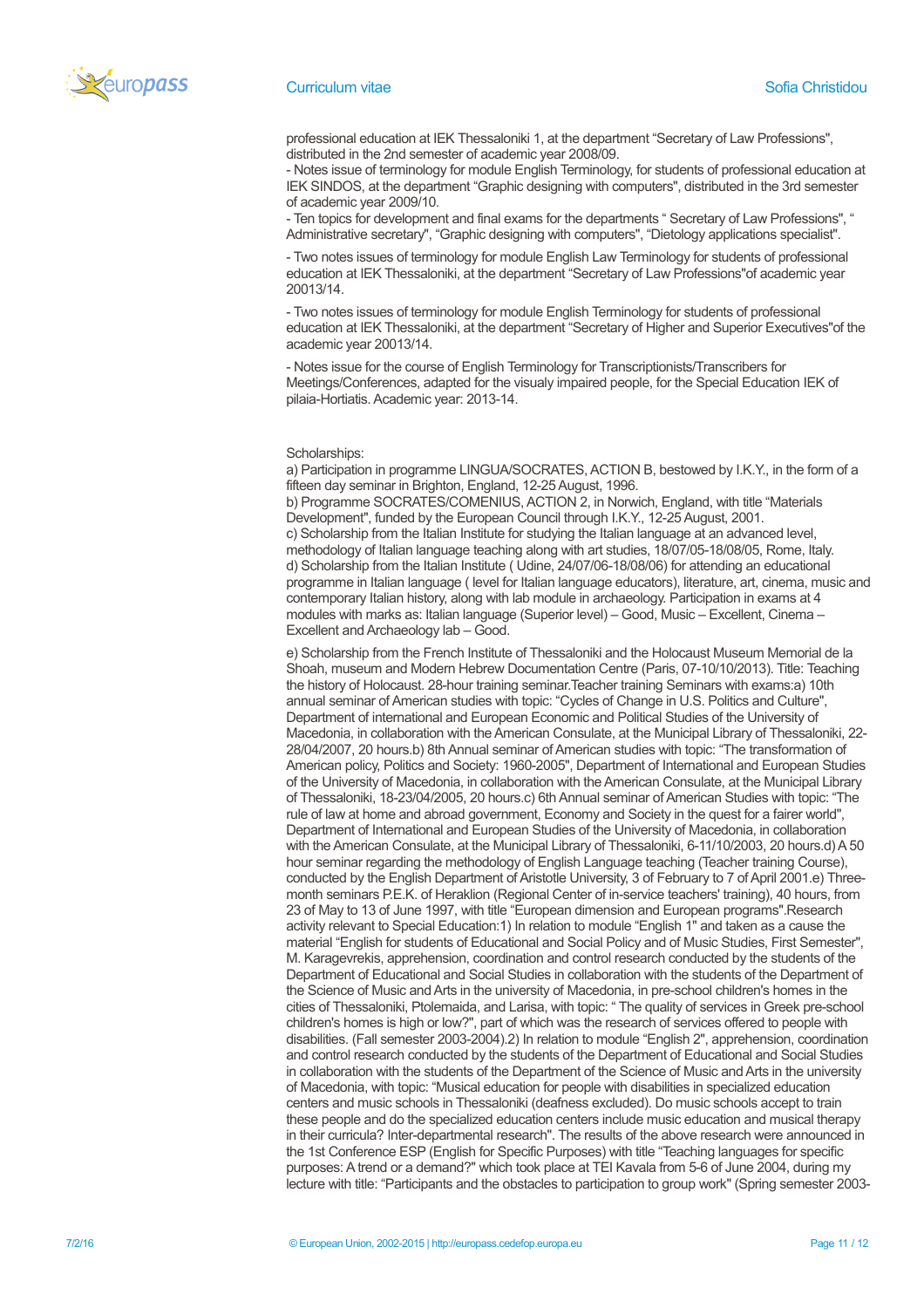professional education at IEK Thessaloniki 1, at the department "Secretary of Law Professions", distributed in the 2nd semester of academic year 2008/09.
- Notes issue of terminology for module English Terminology, for students of professional education at IEK SINDOS, at the department "Graphic designing with computers", distributed in the 3rd semester of academic year 2009/10.
- Ten topics for development and final exams for the departments " Secretary of Law Professions", " Administrative secretary", "Graphic designing with computers", "Dietology applications specialist".

- Two notes issues of terminology for module English Law Terminology for students of professional education at IEK Thessaloniki, at the department "Secretary of Law Professions"of academic year 20013/14.

- Two notes issues of terminology for module English Terminology for students of professional education at IEK Thessaloniki, at the department "Secretary of Higher and Superior Executives"of the academic year 20013/14.

- Notes issue for the course of English Terminology for Transcriptionists/Transcribers for Meetings/Conferences, adapted for the visualy impaired people, for the Special Education IEK of pilaia-Hortiatis. Academic year: 2013-14.

Scholarships:
a) Participation in programme LINGUA/SOCRATES, ACTION B, bestowed by I.K.Y., in the form of a fifteen day seminar in Brighton, England, 12-25 August, 1996.
b) Programme SOCRATES/COMENIUS, ACTION 2, in Norwich, England, with title "Materials Development", funded by the European Council through I.K.Y., 12-25 August, 2001.
c) Scholarship from the Italian Institute for studying the Italian language at an advanced level, methodology of Italian language teaching along with art studies, 18/07/05-18/08/05, Rome, Italy.
d) Scholarship from the Italian Institute ( Udine, 24/07/06-18/08/06) for attending an educational programme in Italian language ( level for Italian language educators), literature, art, cinema, music and contemporary Italian history, along with lab module in archaeology. Participation in exams at 4 modules with marks as: Italian language (Superior level) – Good, Music – Excellent, Cinema – Excellent and Archaeology lab – Good.

e) Scholarship from the French Institute of Thessaloniki and the Holocaust Museum Memorial de la Shoah, museum and Modern Hebrew Documentation Centre (Paris, 07-10/10/2013). Title: Teaching the history of Holocaust. 28-hour training seminar.Teacher training Seminars with exams:a) 10th annual seminar of American studies with topic: "Cycles of Change in U.S. Politics and Culture", Department of international and European Economic and Political Studies of the University of Macedonia, in collaboration with the American Consulate, at the Municipal Library of Thessaloniki, 22-28/04/2007, 20 hours.b) 8th Annual seminar of American studies with topic: "The transformation of American policy, Politics and Society: 1960-2005", Department of International and European Studies of the University of Macedonia, in collaboration with the American Consulate, at the Municipal Library of Thessaloniki, 18-23/04/2005, 20 hours.c) 6th Annual seminar of American Studies with topic: "The rule of law at home and abroad government, Economy and Society in the quest for a fairer world", Department of International and European Studies of the University of Macedonia, in collaboration with the American Consulate, at the Municipal Library of Thessaloniki, 6-11/10/2003, 20 hours.d) A 50 hour seminar regarding the methodology of English Language teaching (Teacher training Course), conducted by the English Department of Aristotle University, 3 of February to 7 of April 2001.e) Three-month seminars P.E.K. of Heraklion (Regional Center of in-service teachers' training), 40 hours, from 23 of May to 13 of June 1997, with title "European dimension and European programs".Research activity relevant to Special Education:1) In relation to module "English 1" and taken as a cause the material "English for students of Educational and Social Policy and of Music Studies, First Semester", M. Karagevrekis, apprehension, coordination and control research conducted by the students of the Department of Educational and Social Studies in collaboration with the students of the Department of the Science of Music and Arts in the university of Macedonia, in pre-school children's homes in the cities of Thessaloniki, Ptolemaida, and Larisa, with topic: " The quality of services in Greek pre-school children's homes is high or low?", part of which was the research of services offered to people with disabilities. (Fall semester 2003-2004).2) In relation to module "English 2", apprehension, coordination and control research conducted by the students of the Department of Educational and Social Studies in collaboration with the students of the Department of the Science of Music and Arts in the university of Macedonia, with topic: "Musical education for people with disabilities in specialized education centers and music schools in Thessaloniki (deafness excluded). Do music schools accept to train these people and do the specialized education centers include music education and musical therapy in their curricula? Inter-departmental research". The results of the above research were announced in the 1st Conference ESP (English for Specific Purposes) with title "Teaching languages for specific purposes: A trend or a demand?" which took place at TEI Kavala from 5-6 of June 2004, during my lecture with title: "Participants and the obstacles to participation to group work" (Spring semester 2003-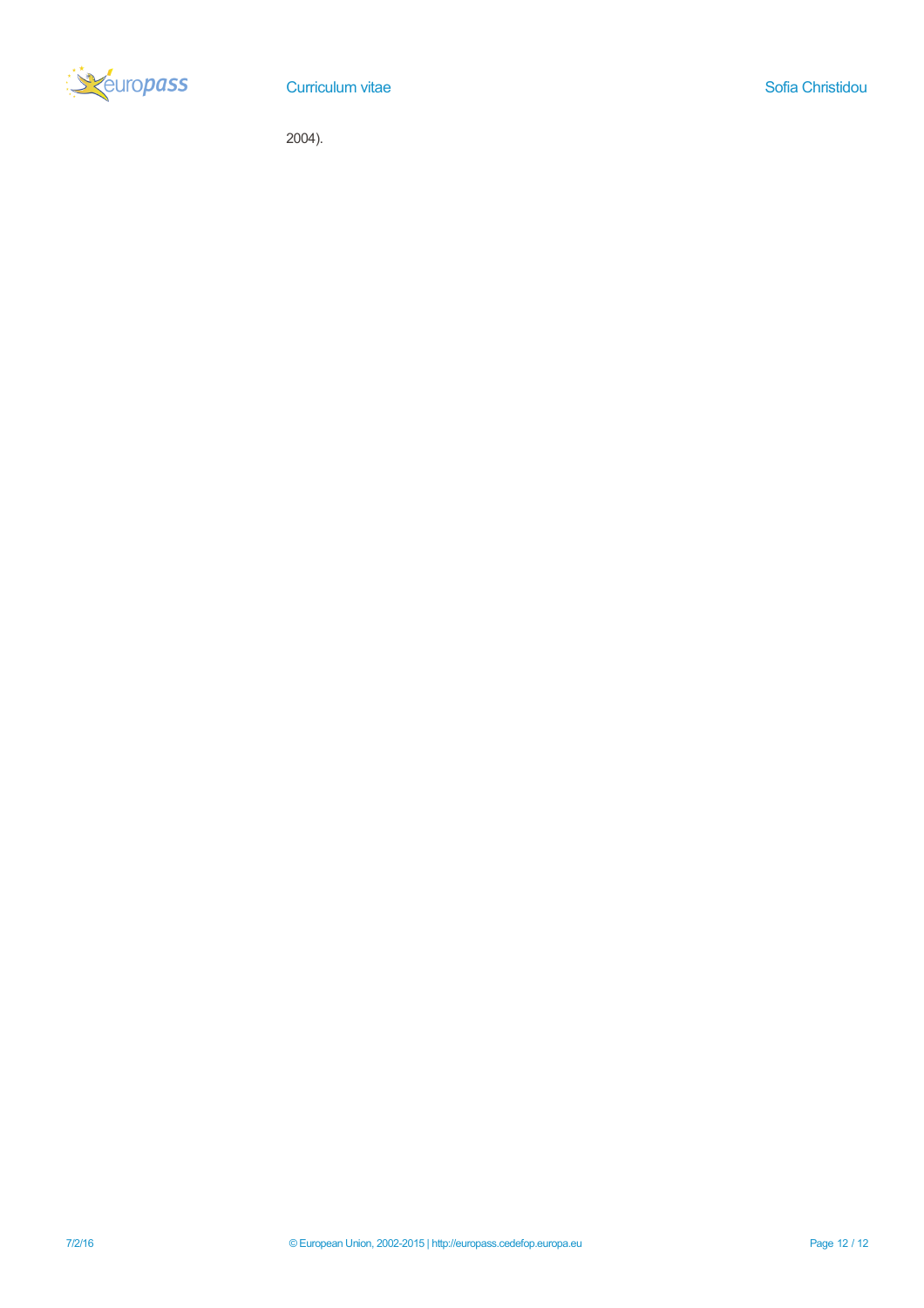2004).